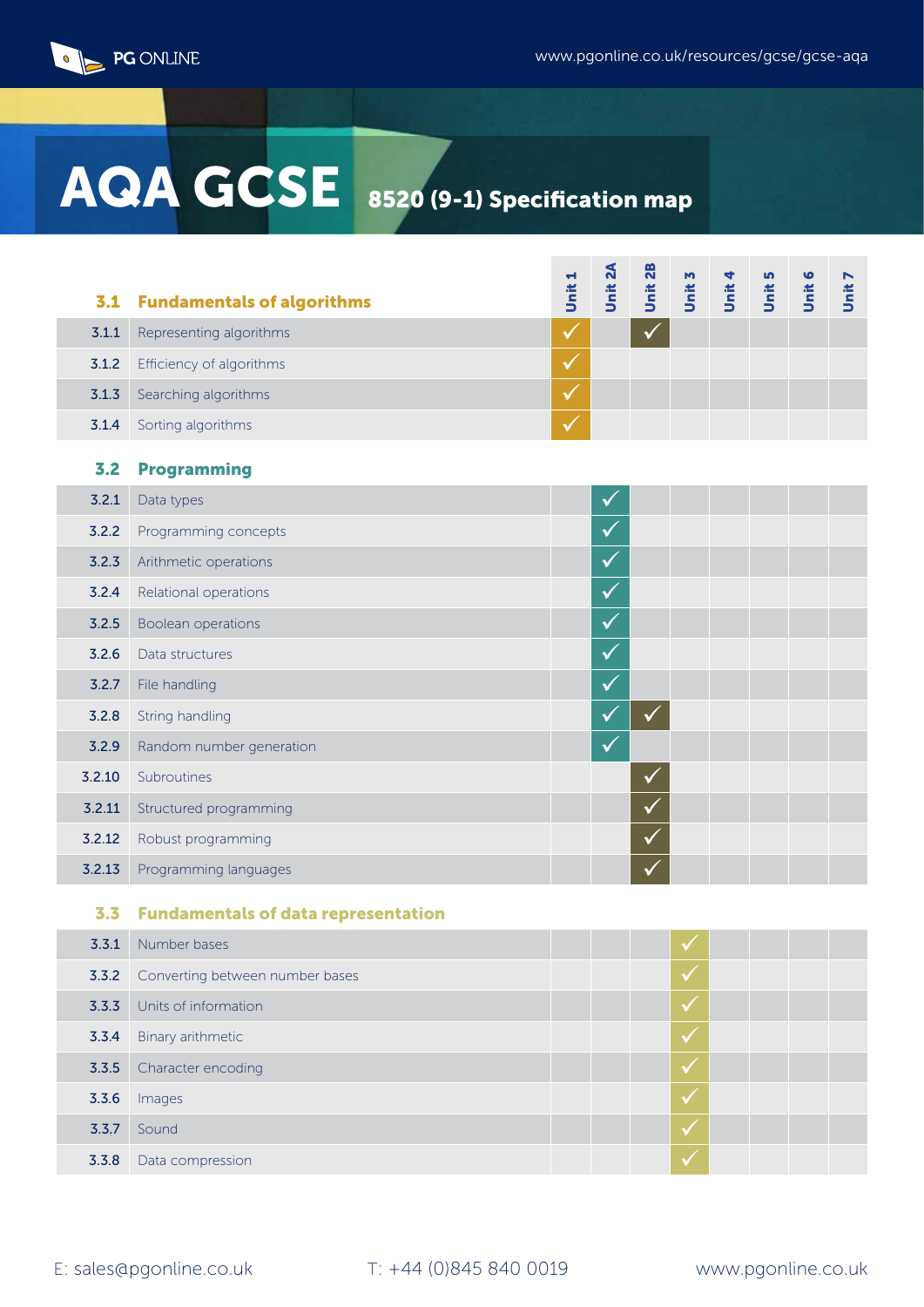# AQA GCSE 8520 (9-1) Specification map

www.pgonline.co.uk/resources/gcse/gcse-aqa

| 3.1 | Fundamentals of algorithms | Unit 1 | Unit 2A | Unit 2B | Unit 3 | Unit 4 | Unit 5 | Unit 6 | Unit 7 |
|---|---|---|---|---|---|---|---|---|---|
| 3.1.1 | Representing algorithms | ✓ | | ✓ | | | | | |
| 3.1.2 | Efficiency of algorithms | ✓ | | | | | | | |
| 3.1.3 | Searching algorithms | ✓ | | | | | | | |
| 3.1.4 | Sorting algorithms | ✓ | | | | | | | |

| 3.2 | Programming | Unit 1 | Unit 2A | Unit 2B | Unit 3 | Unit 4 | Unit 5 | Unit 6 | Unit 7 |
|---|---|---|---|---|---|---|---|---|---|
| 3.2.1 | Data types | | ✓ | | | | | | |
| 3.2.2 | Programming concepts | | ✓ | | | | | | |
| 3.2.3 | Arithmetic operations | | ✓ | | | | | | |
| 3.2.4 | Relational operations | | ✓ | | | | | | |
| 3.2.5 | Boolean operations | | ✓ | | | | | | |
| 3.2.6 | Data structures | | ✓ | | | | | | |
| 3.2.7 | File handling | | ✓ | | | | | | |
| 3.2.8 | String handling | | ✓ | ✓ | | | | | |
| 3.2.9 | Random number generation | | ✓ | | | | | | |
| 3.2.10 | Subroutines | | | ✓ | | | | | |
| 3.2.11 | Structured programming | | | ✓ | | | | | |
| 3.2.12 | Robust programming | | | ✓ | | | | | |
| 3.2.13 | Programming languages | | | ✓ | | | | | |

| 3.3 | Fundamentals of data representation | Unit 1 | Unit 2A | Unit 2B | Unit 3 | Unit 4 | Unit 5 | Unit 6 | Unit 7 |
|---|---|---|---|---|---|---|---|---|---|
| 3.3.1 | Number bases | | | | ✓ | | | | |
| 3.3.2 | Converting between number bases | | | | ✓ | | | | |
| 3.3.3 | Units of information | | | | ✓ | | | | |
| 3.3.4 | Binary arithmetic | | | | ✓ | | | | |
| 3.3.5 | Character encoding | | | | ✓ | | | | |
| 3.3.6 | Images | | | | ✓ | | | | |
| 3.3.7 | Sound | | | | ✓ | | | | |
| 3.3.8 | Data compression | | | | ✓ | | | | |

E: sales@pgonline.co.uk T: +44 (0)845 840 0019 www.pgonline.co.uk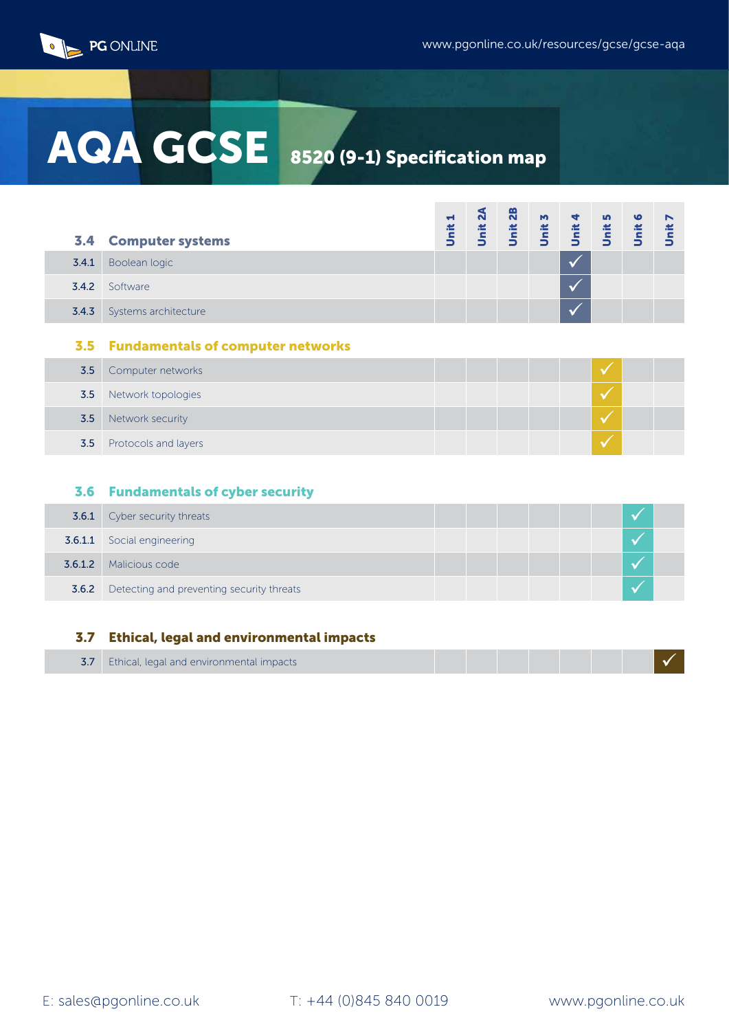# AQA GCSE 8520 (9-1) Specification map

| | | Unit 1 | Unit 2A | Unit 2B | Unit 3 | Unit 4 | Unit 5 | Unit 6 | Unit 7 |
|---|---|---|---|---|---|---|---|---|---|
| **3.4** | **Computer systems** | | | | | | | | |
| 3.4.1 | Boolean logic | | | | | ✓ | | | |
| 3.4.2 | Software | | | | | ✓ | | | |
| 3.4.3 | Systems architecture | | | | | ✓ | | | |
| **3.5** | **Fundamentals of computer networks** | | | | | | | | |
| 3.5 | Computer networks | | | | | | ✓ | | |
| 3.5 | Network topologies | | | | | | ✓ | | |
| 3.5 | Network security | | | | | | ✓ | | |
| 3.5 | Protocols and layers | | | | | | ✓ | | |
| **3.6** | **Fundamentals of cyber security** | | | | | | | | |
| 3.6.1 | Cyber security threats | | | | | | | ✓ | |
| 3.6.1.1 | Social engineering | | | | | | | ✓ | |
| 3.6.1.2 | Malicious code | | | | | | | ✓ | |
| 3.6.2 | Detecting and preventing security threats | | | | | | | ✓ | |
| **3.7** | **Ethical, legal and environmental impacts** | | | | | | | | |
| 3.7 | Ethical, legal and environmental impacts | | | | | | | | ✓ |

E: sales@pgonline.co.uk T: +44 (0)845 840 0019 www.pgonline.co.uk